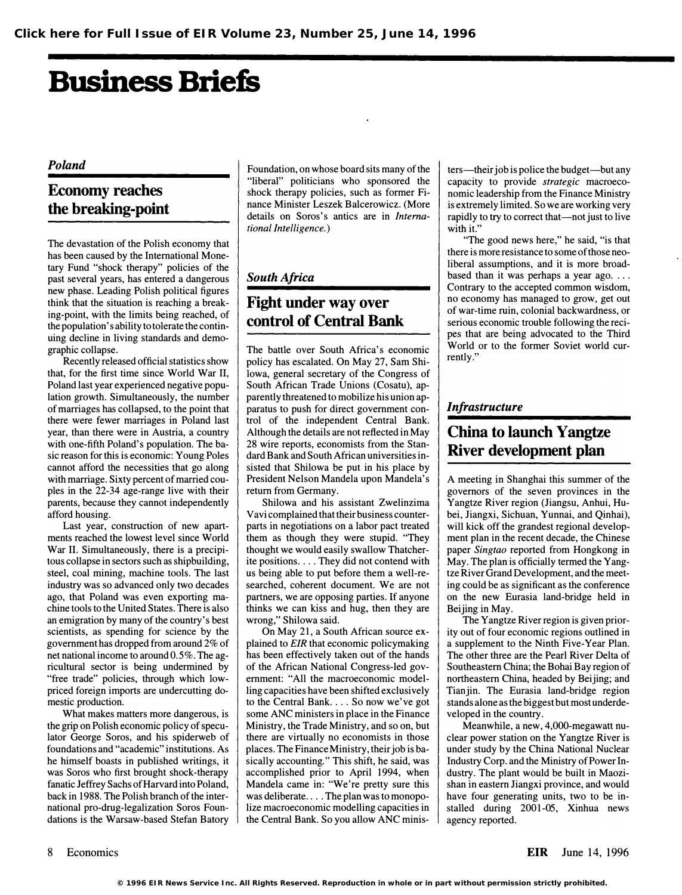# Business Briefs

## *Poland*

## Economy reaches the breaking-point

The devastation of the Polish economy that has been caused by the International Monetary Fund "shock therapy" policies of the past several years, has entered a dangerous new phase. Leading Polish political figures think that the situation is reaching a breaking-point, with the limits being reached, of the population's ability to tolerate the continuing decline in living standards and demographic collapse.

Recently released official statistics show that, for the first time since World War II, Poland last year experienced negative population growth. Simultaneously, the number of marriages has collapsed, to the point that there were fewer marriages in Poland last year, than there were in Austria, a country with one-fifth Poland's population. The basic reason for this is economic: Young Poles cannot afford the necessities that go along with marriage. Sixty percent of married couples in the 22-34 age-range live with their parents, because they cannot independently afford housing.

Last year, construction of new apartments reached the lowest level since World War II. Simultaneously, there is a precipitous collapse in sectors such as shipbuilding, steel, coal mining, machine tools. The last industry was so advanced only two decades ago, that Poland was even exporting machine tools to the United States. There is also an emigration by many of the country's best scientists, as spending for science by the government has dropped from around 2% of net national income to around 0.5%. The agricultural sector is being undermined by "free trade" policies, through which low-priced foreign imports are undercutting domestic production.

What makes matters more dangerous, is the grip on Polish economic policy of speculator George Soros, and his spiderweb of foundations and "academic" institutions. As he himself boasts in published writings, it was Soros who first brought shock-therapy fanatic Jeffrey Sachs of Harvard into Poland, back in 1988. The Polish branch of the international pro-drug-legalization Soros Foundations is the Warsaw-based Stefan Batory Foundation, on whose board sits many of the "liberal" politicians who sponsored the shock therapy policies, such as former Finance Minister Leszek Balcerowicz. (More details on Soros's antics are in *International Intelligence.*)

## *South Africa*

## Fight under way over control of Central Bank

The battle over South Africa's economic policy has escalated. On May 27, Sam Shilowa, general secretary of the Congress of South African Trade Unions (Cosatu), apparently threatened to mobilize his union apparatus to push for direct government control of the independent Central Bank. Although the details are not reflected in May 28 wire reports, economists from the Standard Bank and South African universities insisted that Shilowa be put in his place by President Nelson Mandela upon Mandela's return from Germany.

Shilowa and his assistant Zwelinzima Vavi complained that their business counterparts in negotiations on a labor pact treated them as though they were stupid. "They thought we would easily swallow Thatcherite positions. . . . They did not contend with us being able to put before them a well-researched, coherent document. We are not partners, we are opposing parties. If anyone thinks we can kiss and hug, then they are wrong," Shilowa said.

On May 21, a South African source explained to *EIR* that economic policymaking has been effectively taken out of the hands of the African National Congress-led government: "All the macroeconomic modelling capacities have been shifted exclusively to the Central Bank. . . . So now we've got some ANC ministers in place in the Finance Ministry, the Trade Ministry, and so on, but there are virtually no economists in those places. The Finance Ministry, their job is basically accounting." This shift, he said, was accomplished prior to April 1994, when Mandela came in: "We're pretty sure this was deliberate. . . . The plan was to monopolize macroeconomic modelling capacities in the Central Bank. So you allow ANC ministers—their job is police the budget—but any capacity to provide *strategic* macroeconomic leadership from the Finance Ministry is extremely limited. So we are working very rapidly to try to correct that—not just to live with it."

"The good news here," he said, "is that there is more resistance to some of those neo-liberal assumptions, and it is more broad-based than it was perhaps a year ago. . . . Contrary to the accepted common wisdom, no economy has managed to grow, get out of war-time ruin, colonial backwardness, or serious economic trouble following the recipes that are being advocated to the Third World or to the former Soviet world currently."

## *Infrastructure*

## China to launch Yangtze River development plan

A meeting in Shanghai this summer of the governors of the seven provinces in the Yangtze River region (Jiangsu, Anhui, Hubei, Jiangxi, Sichuan, Yunnai, and Qinhai), will kick off the grandest regional development plan in the recent decade, the Chinese paper *Singtao* reported from Hongkong in May. The plan is officially termed the Yangtze River Grand Development, and the meeting could be as significant as the conference on the new Eurasia land-bridge held in Beijing in May.

The Yangtze River region is given priority out of four economic regions outlined in a supplement to the Ninth Five-Year Plan. The other three are the Pearl River Delta of Southeastern China; the Bohai Bay region of northeastern China, headed by Beijing; and Tianjin. The Eurasia land-bridge region stands alone as the biggest but most underdeveloped in the country.

Meanwhile, a new, 4,000-megawatt nuclear power station on the Yangtze River is under study by the China National Nuclear Industry Corp. and the Ministry of Power Industry. The plant would be built in Maozishan in eastern Jiangxi province, and would have four generating units, two to be installed during 2001-05, Xinhua news agency reported.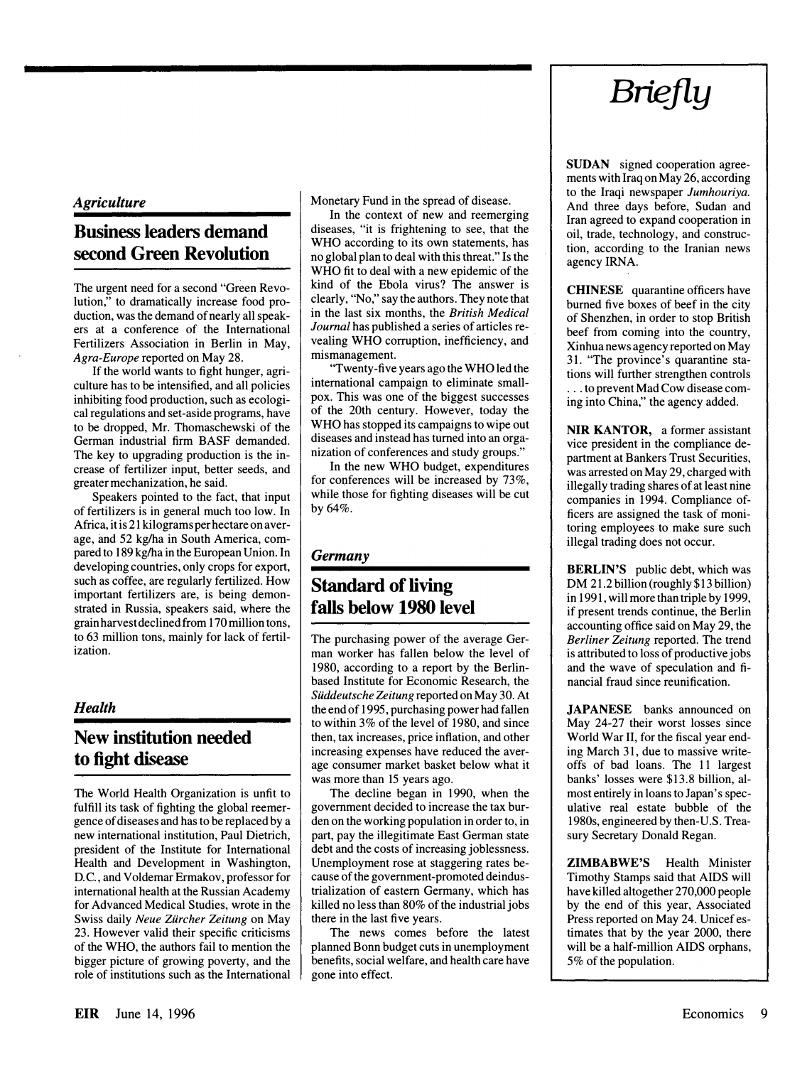### *Agriculture*

## Business leaders demand second Green Revolution

The urgent need for a second "Green Revolution," to dramatically increase food production, was the demand of nearly all speakers at a conference of the International Fertilizers Association in Berlin in May, *Agra-Europe* reported on May 28.

If the world wants to fight hunger, agriculture has to be intensified, and all policies inhibiting food production, such as ecological regulations and set-aside programs, have to be dropped, Mr. Thomaschewski of the German industrial firm BASF demanded. The key to upgrading production is the increase of fertilizer input, better seeds, and greater mechanization, he said.

Speakers pointed to the fact, that input of fertilizers is in general much too low. In Africa, it is 21 kilograms per hectare on average, and 52 kg/ha in South America, compared to 189 kg/ha in the European Union. In developing countries, only crops for export, such as coffee, are regularly fertilized. How important fertilizers are, is being demonstrated in Russia, speakers said, where the grain harvest declined from 170 million tons, to 63 million tons, mainly for lack of fertilization.

### *Health*

## New institution needed to fight disease

The World Health Organization is unfit to fulfill its task of fighting the global reemergence of diseases and has to be replaced by a new international institution, Paul Dietrich, president of the Institute for International Health and Development in Washington, D.C., and Voldemar Ermakov, professor for international health at the Russian Academy for Advanced Medical Studies, wrote in the Swiss daily *Neue Zürcher Zeitung* on May 23. However valid their specific criticisms of the WHO, the authors fail to mention the bigger picture of growing poverty, and the role of institutions such as the International Monetary Fund in the spread of disease.

In the context of new and reemerging diseases, "it is frightening to see, that the WHO according to its own statements, has no global plan to deal with this threat." Is the WHO fit to deal with a new epidemic of the kind of the Ebola virus? The answer is clearly, "No," say the authors. They note that in the last six months, the *British Medical Journal* has published a series of articles revealing WHO corruption, inefficiency, and mismanagement.

"Twenty-five years ago the WHO led the international campaign to eliminate smallpox. This was one of the biggest successes of the 20th century. However, today the WHO has stopped its campaigns to wipe out diseases and instead has turned into an organization of conferences and study groups."

In the new WHO budget, expenditures for conferences will be increased by 73%, while those for fighting diseases will be cut by 64%.

### *Germany*

## Standard of living falls below 1980 level

The purchasing power of the average German worker has fallen below the level of 1980, according to a report by the Berlin-based Institute for Economic Research, the *Süddeutsche Zeitung* reported on May 30. At the end of 1995, purchasing power had fallen to within 3% of the level of 1980, and since then, tax increases, price inflation, and other increasing expenses have reduced the average consumer market basket below what it was more than 15 years ago.

The decline began in 1990, when the government decided to increase the tax burden on the working population in order to, in part, pay the illegitimate East German state debt and the costs of increasing joblessness. Unemployment rose at staggering rates because of the government-promoted deindustrialization of eastern Germany, which has killed no less than 80% of the industrial jobs there in the last five years.

The news comes before the latest planned Bonn budget cuts in unemployment benefits, social welfare, and health care have gone into effect.

# *Briefly*

**SUDAN** signed cooperation agreements with Iraq on May 26, according to the Iraqi newspaper *Jumhouriya.* And three days before, Sudan and Iran agreed to expand cooperation in oil, trade, technology, and construction, according to the Iranian news agency IRNA.

**CHINESE** quarantine officers have burned five boxes of beef in the city of Shenzhen, in order to stop British beef from coming into the country, Xinhua news agency reported on May 31. "The province's quarantine stations will further strengthen controls . . . to prevent Mad Cow disease coming into China," the agency added.

**NIR KANTOR,** a former assistant vice president in the compliance department at Bankers Trust Securities, was arrested on May 29, charged with illegally trading shares of at least nine companies in 1994. Compliance officers are assigned the task of monitoring employees to make sure such illegal trading does not occur.

**BERLIN'S** public debt, which was DM 21.2 billion (roughly $13 billion) in 1991, will more than triple by 1999, if present trends continue, the Berlin accounting office said on May 29, the *Berliner Zeitung* reported. The trend is attributed to loss of productive jobs and the wave of speculation and financial fraud since reunification.

**JAPANESE** banks announced on May 24-27 their worst losses since World War II, for the fiscal year ending March 31, due to massive write-offs of bad loans. The 11 largest banks' losses were $13.8 billion, almost entirely in loans to Japan's speculative real estate bubble of the 1980s, engineered by then-U.S. Treasury Secretary Donald Regan.

**ZIMBABWE'S** Health Minister Timothy Stamps said that AIDS will have killed altogether 270,000 people by the end of this year, Associated Press reported on May 24. Unicef estimates that by the year 2000, there will be a half-million AIDS orphans, 5% of the population.